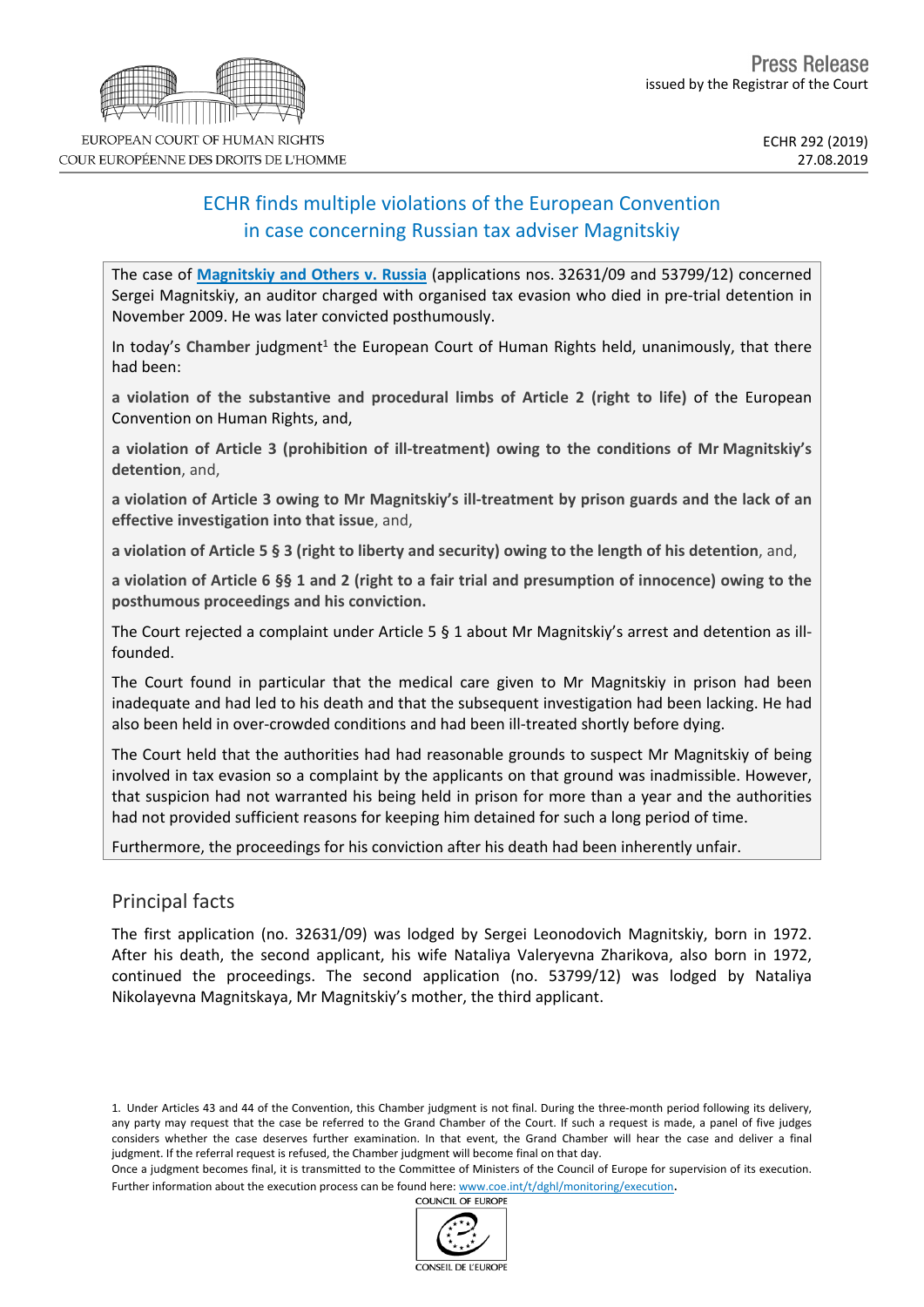EUROPEAN COURT OF HUMAN RIGHTS
COUR EUROPÉENNE DES DROITS DE L'HOMME

Press Release
issued by the Registrar of the Court

ECHR 292 (2019)
27.08.2019

# ECHR finds multiple violations of the European Convention in case concerning Russian tax adviser Magnitskiy

The case of **Magnitskiy and Others v. Russia** (applications nos. 32631/09 and 53799/12) concerned Sergei Magnitskiy, an auditor charged with organised tax evasion who died in pre-trial detention in November 2009. He was later convicted posthumously.

In today's **Chamber** judgment[1] the European Court of Human Rights held, unanimously, that there had been:

**a violation of the substantive and procedural limbs of Article 2 (right to life)** of the European Convention on Human Rights, and,

**a violation of Article 3 (prohibition of ill-treatment) owing to the conditions of Mr Magnitskiy's detention**, and,

**a violation of Article 3 owing to Mr Magnitskiy's ill-treatment by prison guards and the lack of an effective investigation into that issue**, and,

**a violation of Article 5 § 3 (right to liberty and security) owing to the length of his detention**, and,

**a violation of Article 6 §§ 1 and 2 (right to a fair trial and presumption of innocence) owing to the posthumous proceedings and his conviction.**

The Court rejected a complaint under Article 5 § 1 about Mr Magnitskiy's arrest and detention as ill-founded.

The Court found in particular that the medical care given to Mr Magnitskiy in prison had been inadequate and had led to his death and that the subsequent investigation had been lacking. He had also been held in over-crowded conditions and had been ill-treated shortly before dying.

The Court held that the authorities had had reasonable grounds to suspect Mr Magnitskiy of being involved in tax evasion so a complaint by the applicants on that ground was inadmissible. However, that suspicion had not warranted his being held in prison for more than a year and the authorities had not provided sufficient reasons for keeping him detained for such a long period of time.

Furthermore, the proceedings for his conviction after his death had been inherently unfair.

## Principal facts

The first application (no. 32631/09) was lodged by Sergei Leonodovich Magnitskiy, born in 1972. After his death, the second applicant, his wife Nataliya Valeryevna Zharikova, also born in 1972, continued the proceedings. The second application (no. 53799/12) was lodged by Nataliya Nikolayevna Magnitskaya, Mr Magnitskiy's mother, the third applicant.

1. Under Articles 43 and 44 of the Convention, this Chamber judgment is not final. During the three-month period following its delivery, any party may request that the case be referred to the Grand Chamber of the Court. If such a request is made, a panel of five judges considers whether the case deserves further examination. In that event, the Grand Chamber will hear the case and deliver a final judgment. If the referral request is refused, the Chamber judgment will become final on that day.
Once a judgment becomes final, it is transmitted to the Committee of Ministers of the Council of Europe for supervision of its execution. Further information about the execution process can be found here: www.coe.int/t/dghl/monitoring/execution.

COUNCIL OF EUROPE
CONSEIL DE L'EUROPE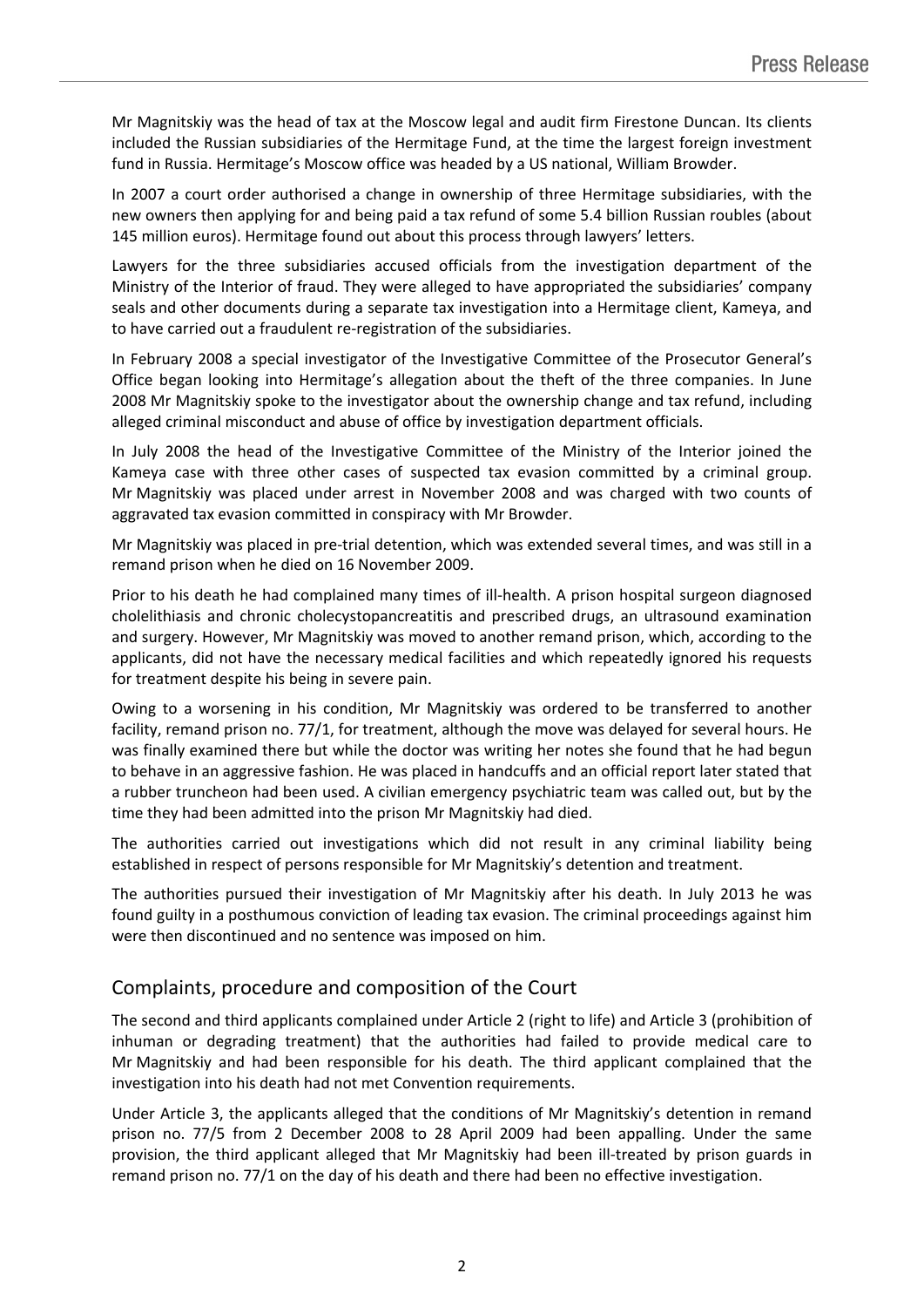Mr Magnitskiy was the head of tax at the Moscow legal and audit firm Firestone Duncan. Its clients included the Russian subsidiaries of the Hermitage Fund, at the time the largest foreign investment fund in Russia. Hermitage's Moscow office was headed by a US national, William Browder.

In 2007 a court order authorised a change in ownership of three Hermitage subsidiaries, with the new owners then applying for and being paid a tax refund of some 5.4 billion Russian roubles (about 145 million euros). Hermitage found out about this process through lawyers' letters.

Lawyers for the three subsidiaries accused officials from the investigation department of the Ministry of the Interior of fraud. They were alleged to have appropriated the subsidiaries' company seals and other documents during a separate tax investigation into a Hermitage client, Kameya, and to have carried out a fraudulent re-registration of the subsidiaries.

In February 2008 a special investigator of the Investigative Committee of the Prosecutor General's Office began looking into Hermitage's allegation about the theft of the three companies. In June 2008 Mr Magnitskiy spoke to the investigator about the ownership change and tax refund, including alleged criminal misconduct and abuse of office by investigation department officials.

In July 2008 the head of the Investigative Committee of the Ministry of the Interior joined the Kameya case with three other cases of suspected tax evasion committed by a criminal group. Mr Magnitskiy was placed under arrest in November 2008 and was charged with two counts of aggravated tax evasion committed in conspiracy with Mr Browder.

Mr Magnitskiy was placed in pre-trial detention, which was extended several times, and was still in a remand prison when he died on 16 November 2009.

Prior to his death he had complained many times of ill-health. A prison hospital surgeon diagnosed cholelithiasis and chronic cholecystopancreatitis and prescribed drugs, an ultrasound examination and surgery. However, Mr Magnitskiy was moved to another remand prison, which, according to the applicants, did not have the necessary medical facilities and which repeatedly ignored his requests for treatment despite his being in severe pain.

Owing to a worsening in his condition, Mr Magnitskiy was ordered to be transferred to another facility, remand prison no. 77/1, for treatment, although the move was delayed for several hours. He was finally examined there but while the doctor was writing her notes she found that he had begun to behave in an aggressive fashion. He was placed in handcuffs and an official report later stated that a rubber truncheon had been used. A civilian emergency psychiatric team was called out, but by the time they had been admitted into the prison Mr Magnitskiy had died.

The authorities carried out investigations which did not result in any criminal liability being established in respect of persons responsible for Mr Magnitskiy's detention and treatment.

The authorities pursued their investigation of Mr Magnitskiy after his death. In July 2013 he was found guilty in a posthumous conviction of leading tax evasion. The criminal proceedings against him were then discontinued and no sentence was imposed on him.

## Complaints, procedure and composition of the Court

The second and third applicants complained under Article 2 (right to life) and Article 3 (prohibition of inhuman or degrading treatment) that the authorities had failed to provide medical care to Mr Magnitskiy and had been responsible for his death. The third applicant complained that the investigation into his death had not met Convention requirements.

Under Article 3, the applicants alleged that the conditions of Mr Magnitskiy's detention in remand prison no. 77/5 from 2 December 2008 to 28 April 2009 had been appalling. Under the same provision, the third applicant alleged that Mr Magnitskiy had been ill-treated by prison guards in remand prison no. 77/1 on the day of his death and there had been no effective investigation.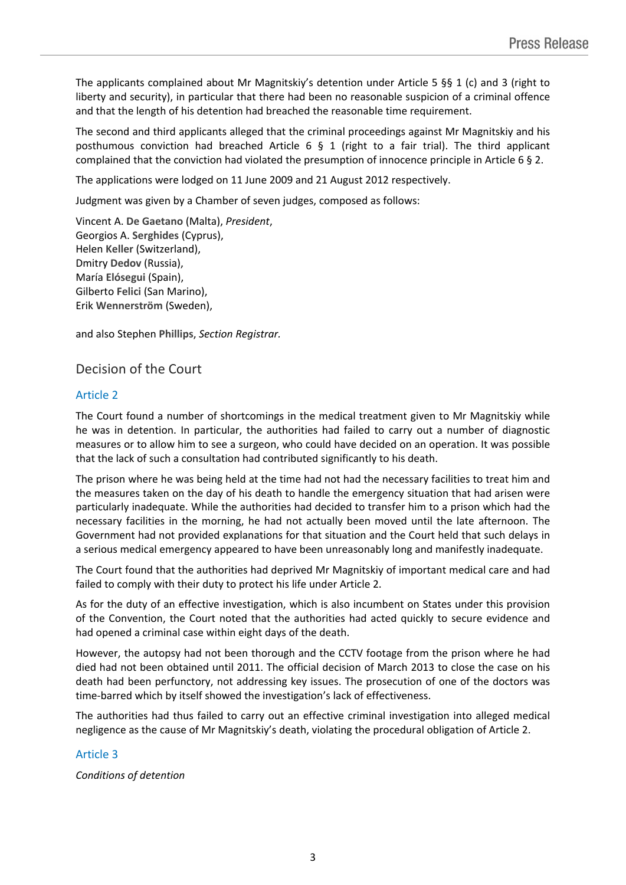The applicants complained about Mr Magnitskiy's detention under Article 5 §§ 1 (c) and 3 (right to liberty and security), in particular that there had been no reasonable suspicion of a criminal offence and that the length of his detention had breached the reasonable time requirement.

The second and third applicants alleged that the criminal proceedings against Mr Magnitskiy and his posthumous conviction had breached Article 6 § 1 (right to a fair trial). The third applicant complained that the conviction had violated the presumption of innocence principle in Article 6 § 2.

The applications were lodged on 11 June 2009 and 21 August 2012 respectively.

Judgment was given by a Chamber of seven judges, composed as follows:

Vincent A. **De Gaetano** (Malta), *President*,
Georgios A. **Serghides** (Cyprus),
Helen **Keller** (Switzerland),
Dmitry **Dedov** (Russia),
María **Elósegui** (Spain),
Gilberto **Felici** (San Marino),
Erik **Wennerström** (Sweden),

and also Stephen **Phillips**, *Section Registrar.*

## Decision of the Court

### Article 2

The Court found a number of shortcomings in the medical treatment given to Mr Magnitskiy while he was in detention. In particular, the authorities had failed to carry out a number of diagnostic measures or to allow him to see a surgeon, who could have decided on an operation. It was possible that the lack of such a consultation had contributed significantly to his death.

The prison where he was being held at the time had not had the necessary facilities to treat him and the measures taken on the day of his death to handle the emergency situation that had arisen were particularly inadequate. While the authorities had decided to transfer him to a prison which had the necessary facilities in the morning, he had not actually been moved until the late afternoon. The Government had not provided explanations for that situation and the Court held that such delays in a serious medical emergency appeared to have been unreasonably long and manifestly inadequate.

The Court found that the authorities had deprived Mr Magnitskiy of important medical care and had failed to comply with their duty to protect his life under Article 2.

As for the duty of an effective investigation, which is also incumbent on States under this provision of the Convention, the Court noted that the authorities had acted quickly to secure evidence and had opened a criminal case within eight days of the death.

However, the autopsy had not been thorough and the CCTV footage from the prison where he had died had not been obtained until 2011. The official decision of March 2013 to close the case on his death had been perfunctory, not addressing key issues. The prosecution of one of the doctors was time-barred which by itself showed the investigation's lack of effectiveness.

The authorities had thus failed to carry out an effective criminal investigation into alleged medical negligence as the cause of Mr Magnitskiy's death, violating the procedural obligation of Article 2.

### Article 3

*Conditions of detention*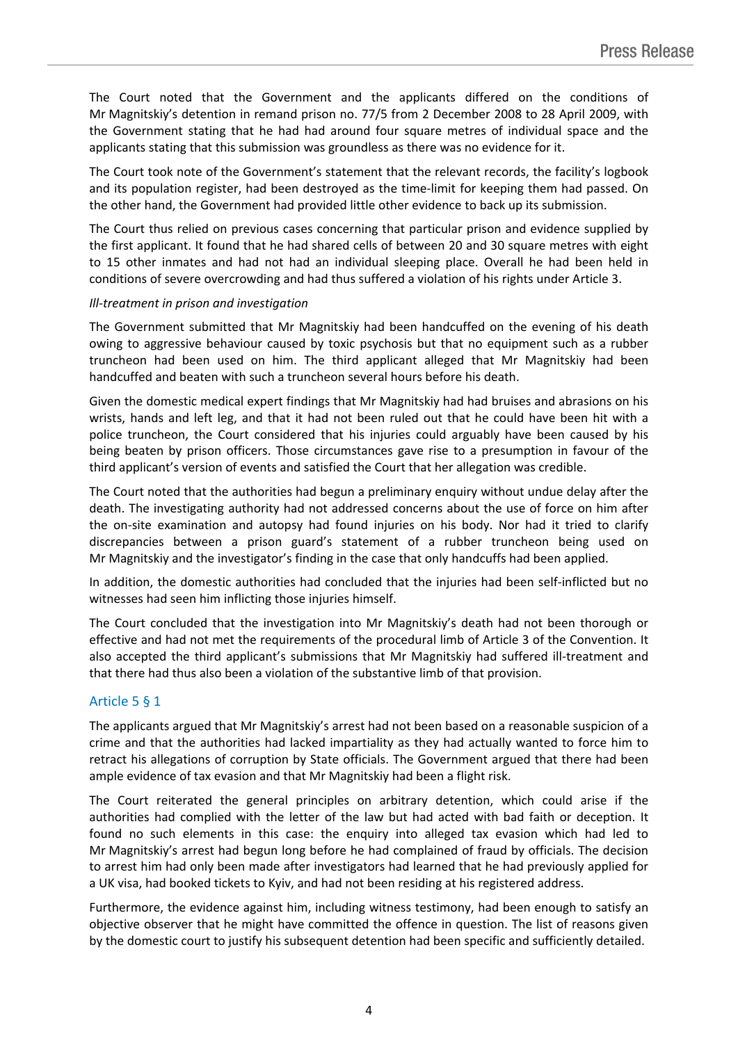The Court noted that the Government and the applicants differed on the conditions of Mr Magnitskiy's detention in remand prison no. 77/5 from 2 December 2008 to 28 April 2009, with the Government stating that he had had around four square metres of individual space and the applicants stating that this submission was groundless as there was no evidence for it.

The Court took note of the Government's statement that the relevant records, the facility's logbook and its population register, had been destroyed as the time-limit for keeping them had passed. On the other hand, the Government had provided little other evidence to back up its submission.

The Court thus relied on previous cases concerning that particular prison and evidence supplied by the first applicant. It found that he had shared cells of between 20 and 30 square metres with eight to 15 other inmates and had not had an individual sleeping place. Overall he had been held in conditions of severe overcrowding and had thus suffered a violation of his rights under Article 3.

*Ill-treatment in prison and investigation*

The Government submitted that Mr Magnitskiy had been handcuffed on the evening of his death owing to aggressive behaviour caused by toxic psychosis but that no equipment such as a rubber truncheon had been used on him. The third applicant alleged that Mr Magnitskiy had been handcuffed and beaten with such a truncheon several hours before his death.

Given the domestic medical expert findings that Mr Magnitskiy had had bruises and abrasions on his wrists, hands and left leg, and that it had not been ruled out that he could have been hit with a police truncheon, the Court considered that his injuries could arguably have been caused by his being beaten by prison officers. Those circumstances gave rise to a presumption in favour of the third applicant's version of events and satisfied the Court that her allegation was credible.

The Court noted that the authorities had begun a preliminary enquiry without undue delay after the death. The investigating authority had not addressed concerns about the use of force on him after the on-site examination and autopsy had found injuries on his body. Nor had it tried to clarify discrepancies between a prison guard's statement of a rubber truncheon being used on Mr Magnitskiy and the investigator's finding in the case that only handcuffs had been applied.

In addition, the domestic authorities had concluded that the injuries had been self-inflicted but no witnesses had seen him inflicting those injuries himself.

The Court concluded that the investigation into Mr Magnitskiy's death had not been thorough or effective and had not met the requirements of the procedural limb of Article 3 of the Convention. It also accepted the third applicant's submissions that Mr Magnitskiy had suffered ill-treatment and that there had thus also been a violation of the substantive limb of that provision.

## Article 5 § 1

The applicants argued that Mr Magnitskiy's arrest had not been based on a reasonable suspicion of a crime and that the authorities had lacked impartiality as they had actually wanted to force him to retract his allegations of corruption by State officials. The Government argued that there had been ample evidence of tax evasion and that Mr Magnitskiy had been a flight risk.

The Court reiterated the general principles on arbitrary detention, which could arise if the authorities had complied with the letter of the law but had acted with bad faith or deception. It found no such elements in this case: the enquiry into alleged tax evasion which had led to Mr Magnitskiy's arrest had begun long before he had complained of fraud by officials. The decision to arrest him had only been made after investigators had learned that he had previously applied for a UK visa, had booked tickets to Kyiv, and had not been residing at his registered address.

Furthermore, the evidence against him, including witness testimony, had been enough to satisfy an objective observer that he might have committed the offence in question. The list of reasons given by the domestic court to justify his subsequent detention had been specific and sufficiently detailed.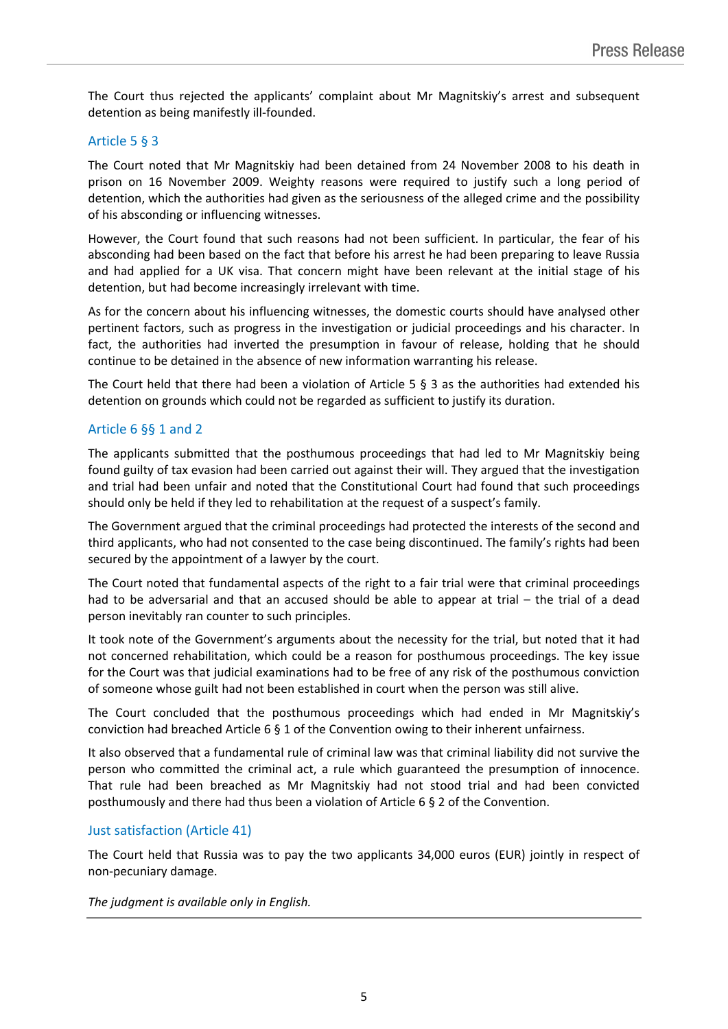The Court thus rejected the applicants' complaint about Mr Magnitskiy's arrest and subsequent detention as being manifestly ill-founded.

### Article 5 § 3

The Court noted that Mr Magnitskiy had been detained from 24 November 2008 to his death in prison on 16 November 2009. Weighty reasons were required to justify such a long period of detention, which the authorities had given as the seriousness of the alleged crime and the possibility of his absconding or influencing witnesses.

However, the Court found that such reasons had not been sufficient. In particular, the fear of his absconding had been based on the fact that before his arrest he had been preparing to leave Russia and had applied for a UK visa. That concern might have been relevant at the initial stage of his detention, but had become increasingly irrelevant with time.

As for the concern about his influencing witnesses, the domestic courts should have analysed other pertinent factors, such as progress in the investigation or judicial proceedings and his character. In fact, the authorities had inverted the presumption in favour of release, holding that he should continue to be detained in the absence of new information warranting his release.

The Court held that there had been a violation of Article 5 § 3 as the authorities had extended his detention on grounds which could not be regarded as sufficient to justify its duration.

### Article 6 §§ 1 and 2

The applicants submitted that the posthumous proceedings that had led to Mr Magnitskiy being found guilty of tax evasion had been carried out against their will. They argued that the investigation and trial had been unfair and noted that the Constitutional Court had found that such proceedings should only be held if they led to rehabilitation at the request of a suspect's family.

The Government argued that the criminal proceedings had protected the interests of the second and third applicants, who had not consented to the case being discontinued. The family's rights had been secured by the appointment of a lawyer by the court.

The Court noted that fundamental aspects of the right to a fair trial were that criminal proceedings had to be adversarial and that an accused should be able to appear at trial – the trial of a dead person inevitably ran counter to such principles.

It took note of the Government's arguments about the necessity for the trial, but noted that it had not concerned rehabilitation, which could be a reason for posthumous proceedings. The key issue for the Court was that judicial examinations had to be free of any risk of the posthumous conviction of someone whose guilt had not been established in court when the person was still alive.

The Court concluded that the posthumous proceedings which had ended in Mr Magnitskiy's conviction had breached Article 6 § 1 of the Convention owing to their inherent unfairness.

It also observed that a fundamental rule of criminal law was that criminal liability did not survive the person who committed the criminal act, a rule which guaranteed the presumption of innocence. That rule had been breached as Mr Magnitskiy had not stood trial and had been convicted posthumously and there had thus been a violation of Article 6 § 2 of the Convention.

### Just satisfaction (Article 41)

The Court held that Russia was to pay the two applicants 34,000 euros (EUR) jointly in respect of non-pecuniary damage.

*The judgment is available only in English.*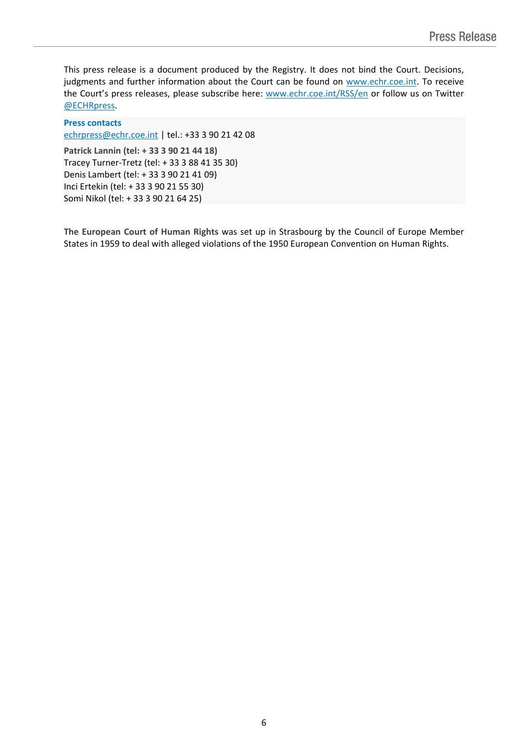This press release is a document produced by the Registry. It does not bind the Court. Decisions, judgments and further information about the Court can be found on www.echr.coe.int. To receive the Court's press releases, please subscribe here: www.echr.coe.int/RSS/en or follow us on Twitter @ECHRpress.

**Press contacts**

echrpress@echr.coe.int | tel.: +33 3 90 21 42 08

**Patrick Lannin (tel: + 33 3 90 21 44 18)**
Tracey Turner-Tretz (tel: + 33 3 88 41 35 30)
Denis Lambert (tel: + 33 3 90 21 41 09)
Inci Ertekin (tel: + 33 3 90 21 55 30)
Somi Nikol (tel: + 33 3 90 21 64 25)

**The European Court of Human Rights** was set up in Strasbourg by the Council of Europe Member States in 1959 to deal with alleged violations of the 1950 European Convention on Human Rights.